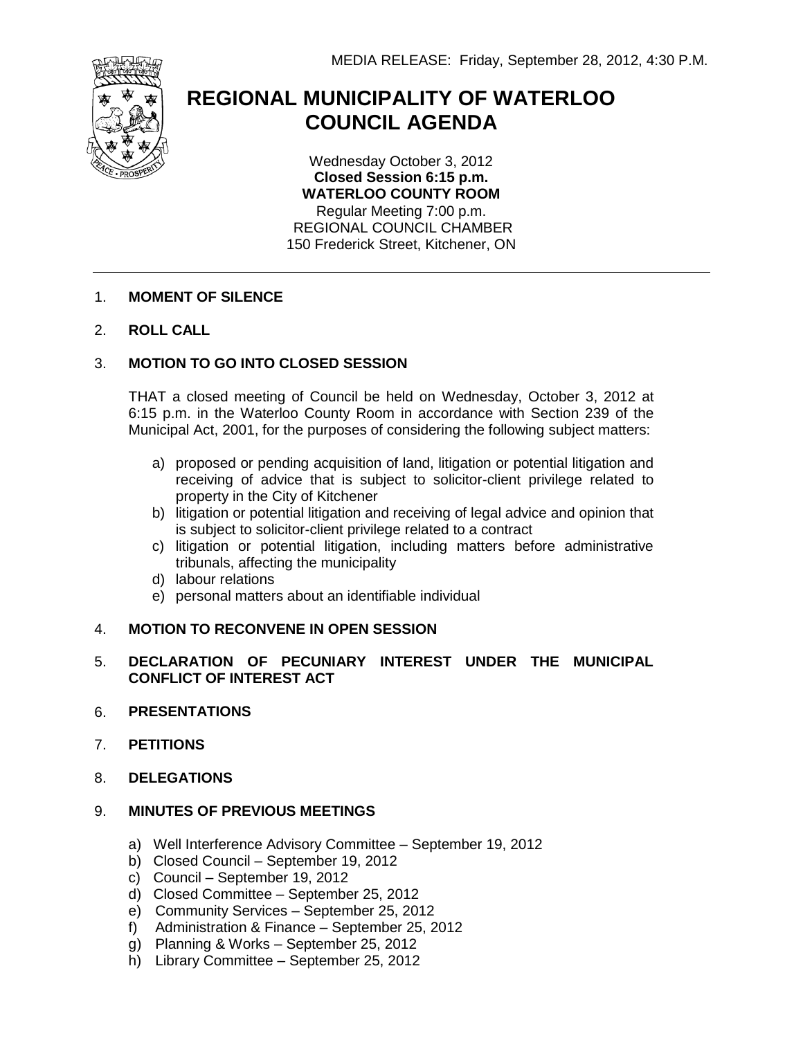MEDIA RELEASE: Friday, September 28, 2012, 4:30 P.M.

# REGIONAL MUNICIPALITY OF WATERLOO
# COUNCIL AGENDA

Wednesday October 3, 2012
**Closed Session 6:15 p.m.**
**WATERLOO COUNTY ROOM**
Regular Meeting 7:00 p.m.
REGIONAL COUNCIL CHAMBER
150 Frederick Street, Kitchener, ON

---

1. **MOMENT OF SILENCE**

2. **ROLL CALL**

3. **MOTION TO GO INTO CLOSED SESSION**

   THAT a closed meeting of Council be held on Wednesday, October 3, 2012 at 6:15 p.m. in the Waterloo County Room in accordance with Section 239 of the Municipal Act, 2001, for the purposes of considering the following subject matters:

   a) proposed or pending acquisition of land, litigation or potential litigation and receiving of advice that is subject to solicitor-client privilege related to property in the City of Kitchener
   b) litigation or potential litigation and receiving of legal advice and opinion that is subject to solicitor-client privilege related to a contract
   c) litigation or potential litigation, including matters before administrative tribunals, affecting the municipality
   d) labour relations
   e) personal matters about an identifiable individual

4. **MOTION TO RECONVENE IN OPEN SESSION**

5. **DECLARATION OF PECUNIARY INTEREST UNDER THE MUNICIPAL CONFLICT OF INTEREST ACT**

6. **PRESENTATIONS**

7. **PETITIONS**

8. **DELEGATIONS**

9. **MINUTES OF PREVIOUS MEETINGS**

   a) Well Interference Advisory Committee – September 19, 2012
   b) Closed Council – September 19, 2012
   c) Council – September 19, 2012
   d) Closed Committee – September 25, 2012
   e) Community Services – September 25, 2012
   f) Administration & Finance – September 25, 2012
   g) Planning & Works – September 25, 2012
   h) Library Committee – September 25, 2012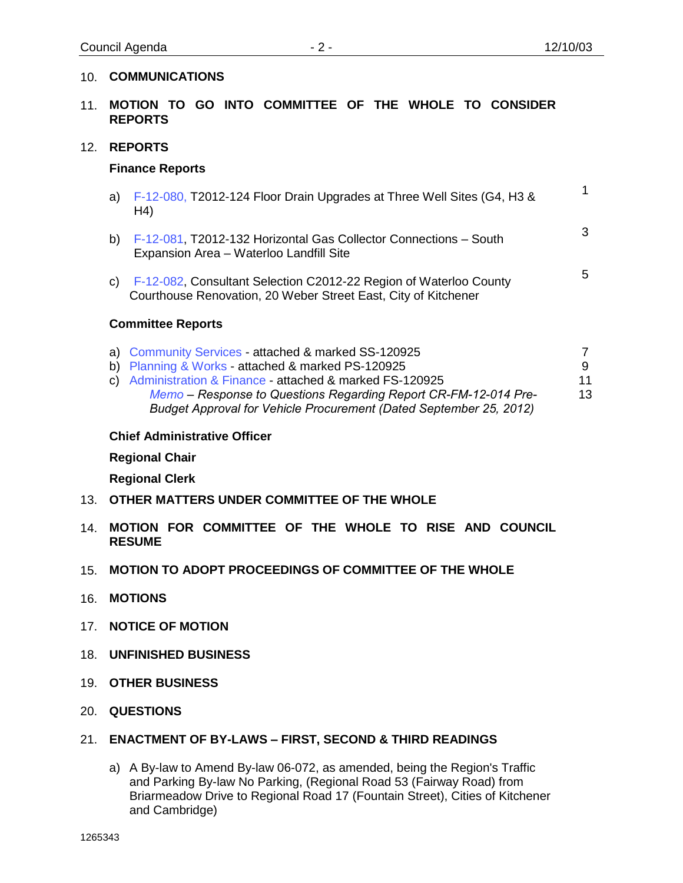10. **COMMUNICATIONS**

11. **MOTION TO GO INTO COMMITTEE OF THE WHOLE TO CONSIDER REPORTS**

12. **REPORTS**

**Finance Reports**

a) F-12-080, T2012-124 Floor Drain Upgrades at Three Well Sites (G4, H3 & H4) — 1

b) F-12-081, T2012-132 Horizontal Gas Collector Connections – South Expansion Area – Waterloo Landfill Site — 3

c) F-12-082, Consultant Selection C2012-22 Region of Waterloo County Courthouse Renovation, 20 Weber Street East, City of Kitchener — 5

**Committee Reports**

a) Community Services - attached & marked SS-120925 — 7
b) Planning & Works - attached & marked PS-120925 — 9
c) Administration & Finance - attached & marked FS-120925 — 11
*Memo – Response to Questions Regarding Report CR-FM-12-014 Pre-Budget Approval for Vehicle Procurement (Dated September 25, 2012)* — 13

**Chief Administrative Officer**

**Regional Chair**

**Regional Clerk**

13. **OTHER MATTERS UNDER COMMITTEE OF THE WHOLE**

14. **MOTION FOR COMMITTEE OF THE WHOLE TO RISE AND COUNCIL RESUME**

15. **MOTION TO ADOPT PROCEEDINGS OF COMMITTEE OF THE WHOLE**

16. **MOTIONS**

17. **NOTICE OF MOTION**

18. **UNFINISHED BUSINESS**

19. **OTHER BUSINESS**

20. **QUESTIONS**

21. **ENACTMENT OF BY-LAWS – FIRST, SECOND & THIRD READINGS**

a) A By-law to Amend By-law 06-072, as amended, being the Region's Traffic and Parking By-law No Parking, (Regional Road 53 (Fairway Road) from Briarmeadow Drive to Regional Road 17 (Fountain Street), Cities of Kitchener and Cambridge)

1265343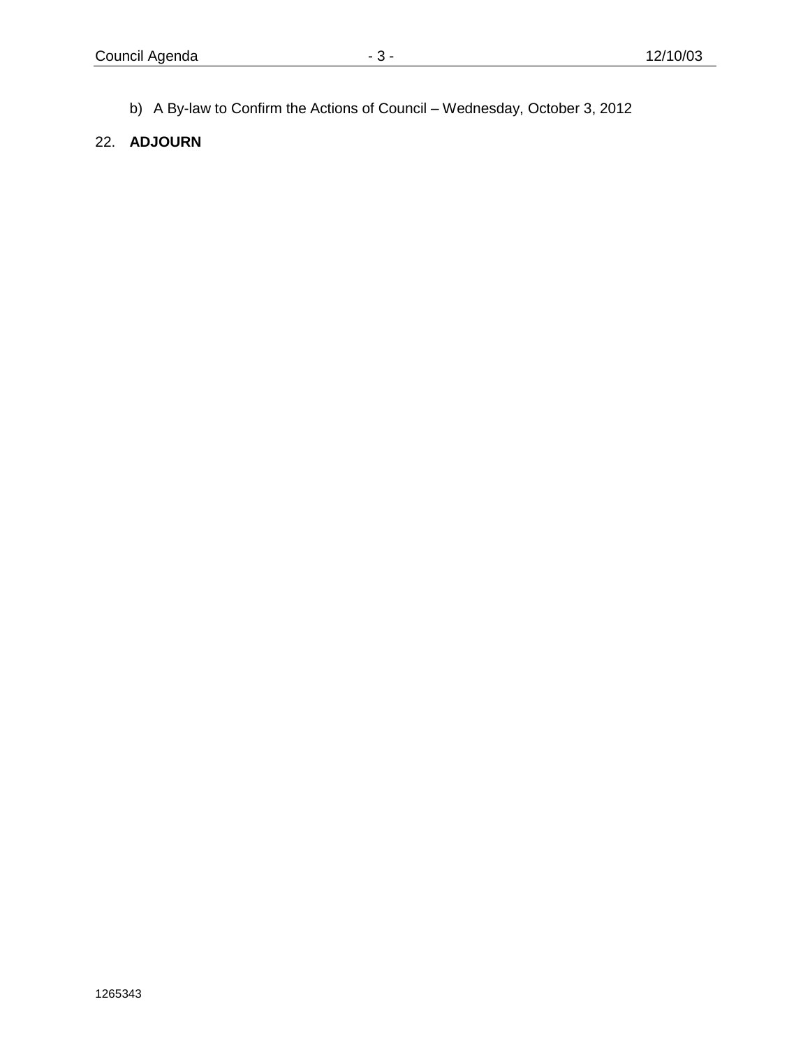b) A By-law to Confirm the Actions of Council – Wednesday, October 3, 2012

22. **ADJOURN**

1265343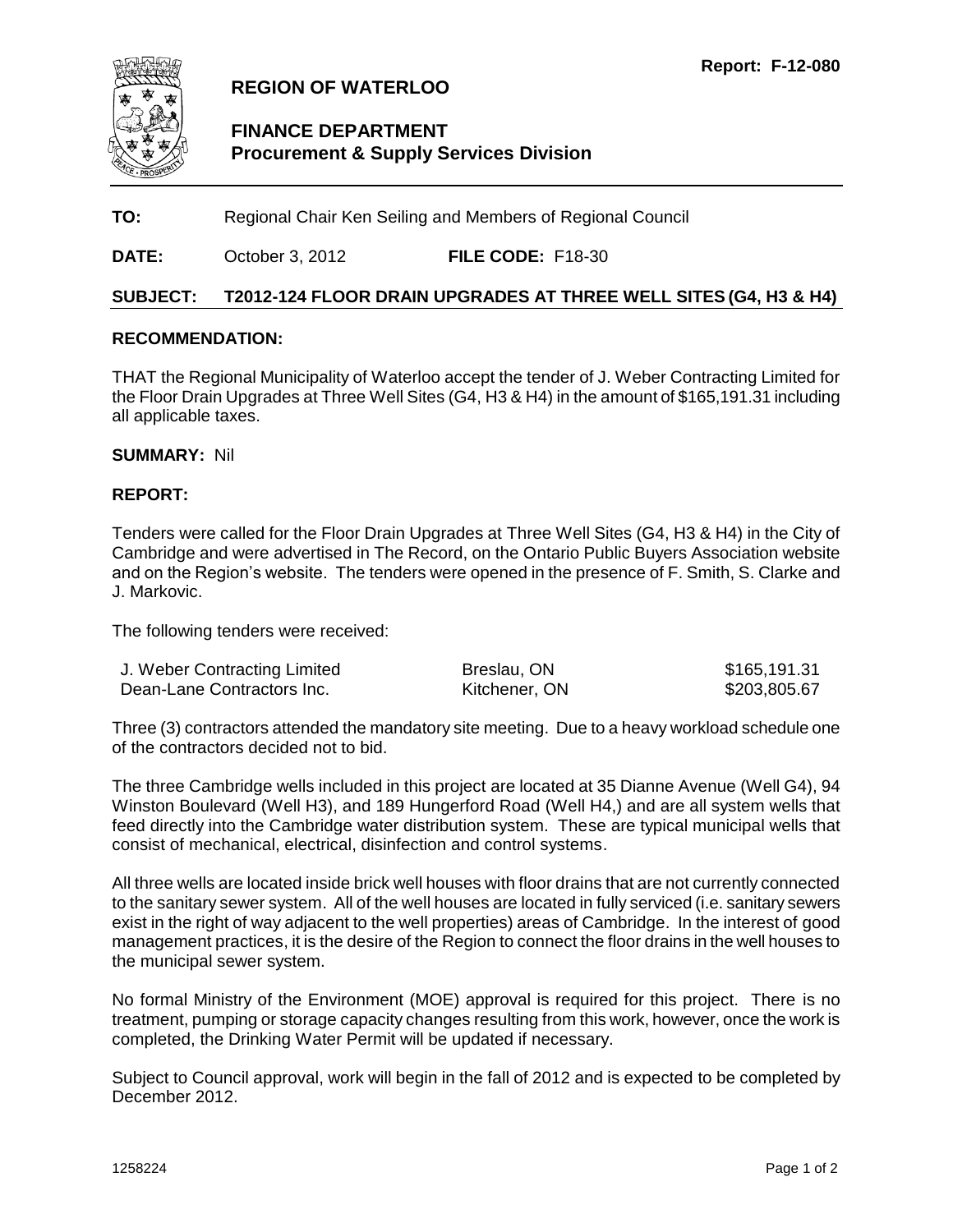Report: F-12-080

# REGION OF WATERLOO

## FINANCE DEPARTMENT
### Procurement & Supply Services Division

**TO:** Regional Chair Ken Seiling and Members of Regional Council

**DATE:** October 3, 2012 **FILE CODE:** F18-30

**SUBJECT: T2012-124 FLOOR DRAIN UPGRADES AT THREE WELL SITES (G4, H3 & H4)**

**RECOMMENDATION:**

THAT the Regional Municipality of Waterloo accept the tender of J. Weber Contracting Limited for the Floor Drain Upgrades at Three Well Sites (G4, H3 & H4) in the amount of $165,191.31 including all applicable taxes.

**SUMMARY:** Nil

**REPORT:**

Tenders were called for the Floor Drain Upgrades at Three Well Sites (G4, H3 & H4) in the City of Cambridge and were advertised in The Record, on the Ontario Public Buyers Association website and on the Region's website. The tenders were opened in the presence of F. Smith, S. Clarke and J. Markovic.

The following tenders were received:

| | | |
|---|---|---|
| J. Weber Contracting Limited | Breslau, ON | $165,191.31 |
| Dean-Lane Contractors Inc. | Kitchener, ON | $203,805.67 |

Three (3) contractors attended the mandatory site meeting. Due to a heavy workload schedule one of the contractors decided not to bid.

The three Cambridge wells included in this project are located at 35 Dianne Avenue (Well G4), 94 Winston Boulevard (Well H3), and 189 Hungerford Road (Well H4,) and are all system wells that feed directly into the Cambridge water distribution system. These are typical municipal wells that consist of mechanical, electrical, disinfection and control systems.

All three wells are located inside brick well houses with floor drains that are not currently connected to the sanitary sewer system. All of the well houses are located in fully serviced (i.e. sanitary sewers exist in the right of way adjacent to the well properties) areas of Cambridge. In the interest of good management practices, it is the desire of the Region to connect the floor drains in the well houses to the municipal sewer system.

No formal Ministry of the Environment (MOE) approval is required for this project. There is no treatment, pumping or storage capacity changes resulting from this work, however, once the work is completed, the Drinking Water Permit will be updated if necessary.

Subject to Council approval, work will begin in the fall of 2012 and is expected to be completed by December 2012.

1258224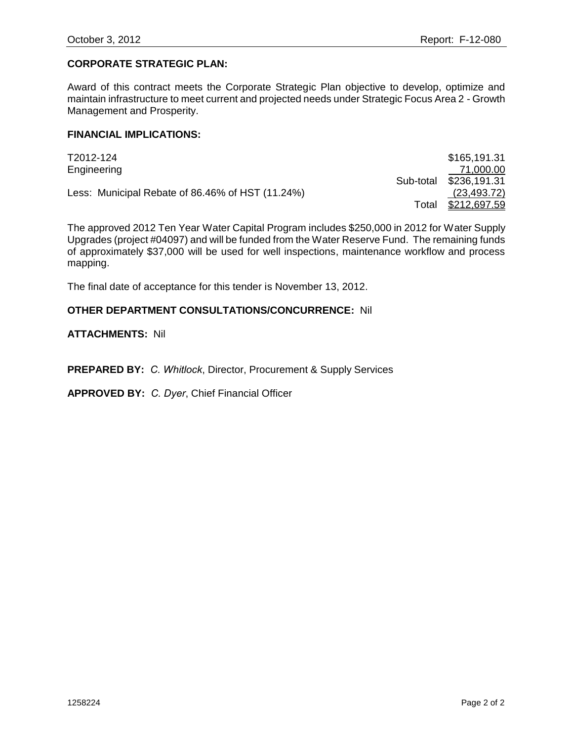**CORPORATE STRATEGIC PLAN:**

Award of this contract meets the Corporate Strategic Plan objective to develop, optimize and maintain infrastructure to meet current and projected needs under Strategic Focus Area 2 - Growth Management and Prosperity.

**FINANCIAL IMPLICATIONS:**

| | | |
|---|---|---|
| T2012-124 | | $165,191.31 |
| Engineering | | 71,000.00 |
| | Sub-total | $236,191.31 |
| Less: Municipal Rebate of 86.46% of HST (11.24%) | | (23,493.72) |
| | Total | $212,697.59 |

The approved 2012 Ten Year Water Capital Program includes $250,000 in 2012 for Water Supply Upgrades (project #04097) and will be funded from the Water Reserve Fund. The remaining funds of approximately $37,000 will be used for well inspections, maintenance workflow and process mapping.

The final date of acceptance for this tender is November 13, 2012.

**OTHER DEPARTMENT CONSULTATIONS/CONCURRENCE:** Nil

**ATTACHMENTS:** Nil

**PREPARED BY:** *C. Whitlock*, Director, Procurement & Supply Services

**APPROVED BY:** *C. Dyer*, Chief Financial Officer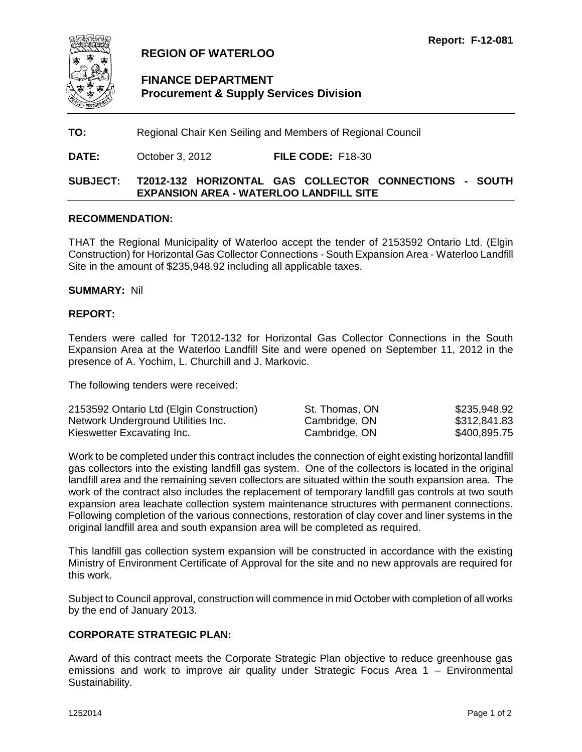**Report: F-12-081**

# REGION OF WATERLOO

## FINANCE DEPARTMENT
**Procurement & Supply Services Division**

**TO:** Regional Chair Ken Seiling and Members of Regional Council

**DATE:** October 3, 2012 **FILE CODE:** F18-30

**SUBJECT: T2012-132 HORIZONTAL GAS COLLECTOR CONNECTIONS - SOUTH EXPANSION AREA - WATERLOO LANDFILL SITE**

### RECOMMENDATION:

THAT the Regional Municipality of Waterloo accept the tender of 2153592 Ontario Ltd. (Elgin Construction) for Horizontal Gas Collector Connections - South Expansion Area - Waterloo Landfill Site in the amount of $235,948.92 including all applicable taxes.

**SUMMARY:** Nil

### REPORT:

Tenders were called for T2012-132 for Horizontal Gas Collector Connections in the South Expansion Area at the Waterloo Landfill Site and were opened on September 11, 2012 in the presence of A. Yochim, L. Churchill and J. Markovic.

The following tenders were received:

| | | |
|---|---|---|
| 2153592 Ontario Ltd (Elgin Construction) | St. Thomas, ON | $235,948.92 |
| Network Underground Utilities Inc. | Cambridge, ON | $312,841.83 |
| Kieswetter Excavating Inc. | Cambridge, ON | $400,895.75 |

Work to be completed under this contract includes the connection of eight existing horizontal landfill gas collectors into the existing landfill gas system. One of the collectors is located in the original landfill area and the remaining seven collectors are situated within the south expansion area. The work of the contract also includes the replacement of temporary landfill gas controls at two south expansion area leachate collection system maintenance structures with permanent connections. Following completion of the various connections, restoration of clay cover and liner systems in the original landfill area and south expansion area will be completed as required.

This landfill gas collection system expansion will be constructed in accordance with the existing Ministry of Environment Certificate of Approval for the site and no new approvals are required for this work.

Subject to Council approval, construction will commence in mid October with completion of all works by the end of January 2013.

### CORPORATE STRATEGIC PLAN:

Award of this contract meets the Corporate Strategic Plan objective to reduce greenhouse gas emissions and work to improve air quality under Strategic Focus Area 1 – Environmental Sustainability.

1252014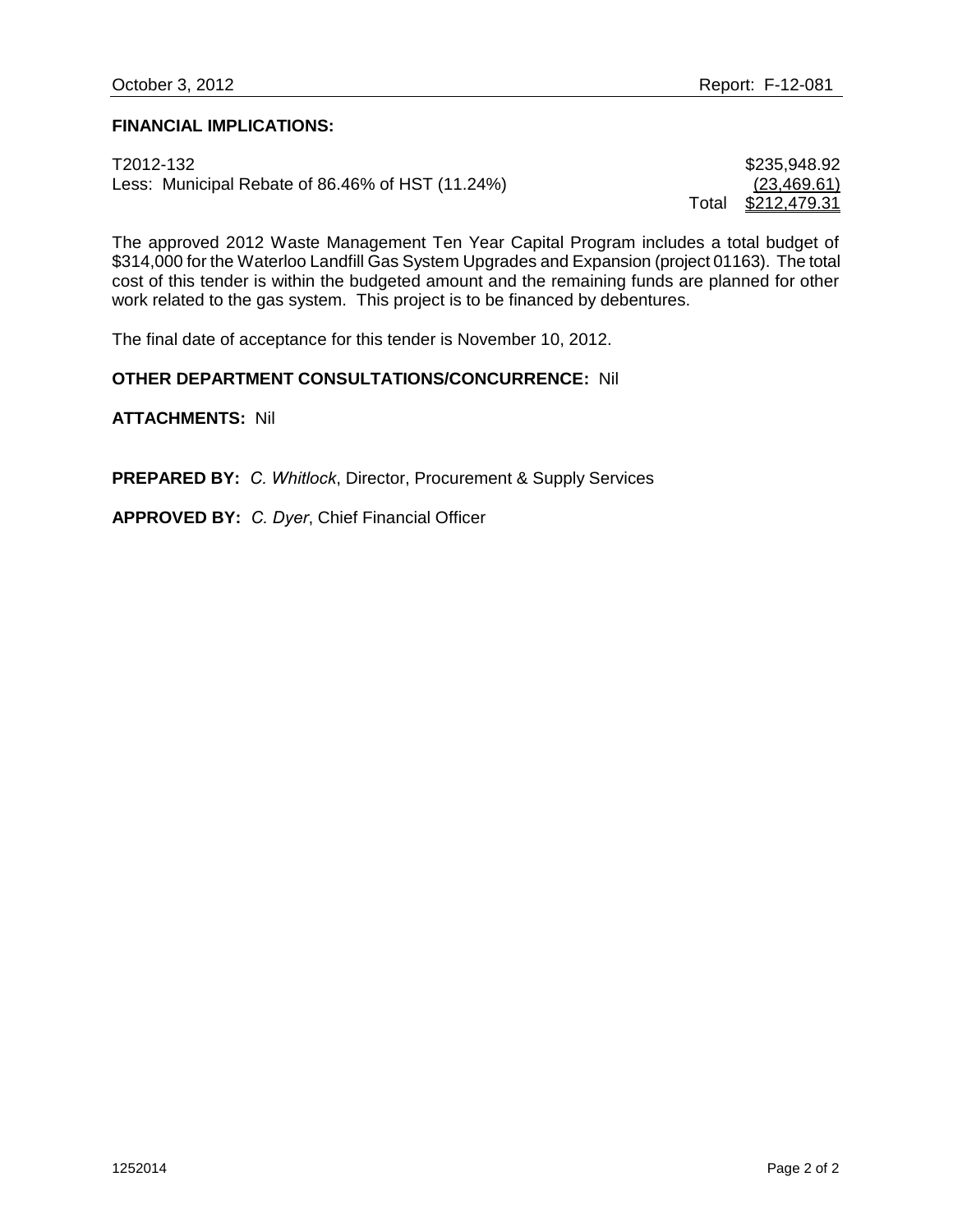**FINANCIAL IMPLICATIONS:**

| | | |
|---|---|---|
| T2012-132 | | $235,948.92 |
| Less: Municipal Rebate of 86.46% of HST (11.24%) | | (23,469.61) |
| | Total | $212,479.31 |

The approved 2012 Waste Management Ten Year Capital Program includes a total budget of $314,000 for the Waterloo Landfill Gas System Upgrades and Expansion (project 01163). The total cost of this tender is within the budgeted amount and the remaining funds are planned for other work related to the gas system. This project is to be financed by debentures.

The final date of acceptance for this tender is November 10, 2012.

**OTHER DEPARTMENT CONSULTATIONS/CONCURRENCE:** Nil

**ATTACHMENTS:** Nil

**PREPARED BY:** *C. Whitlock*, Director, Procurement & Supply Services

**APPROVED BY:** *C. Dyer*, Chief Financial Officer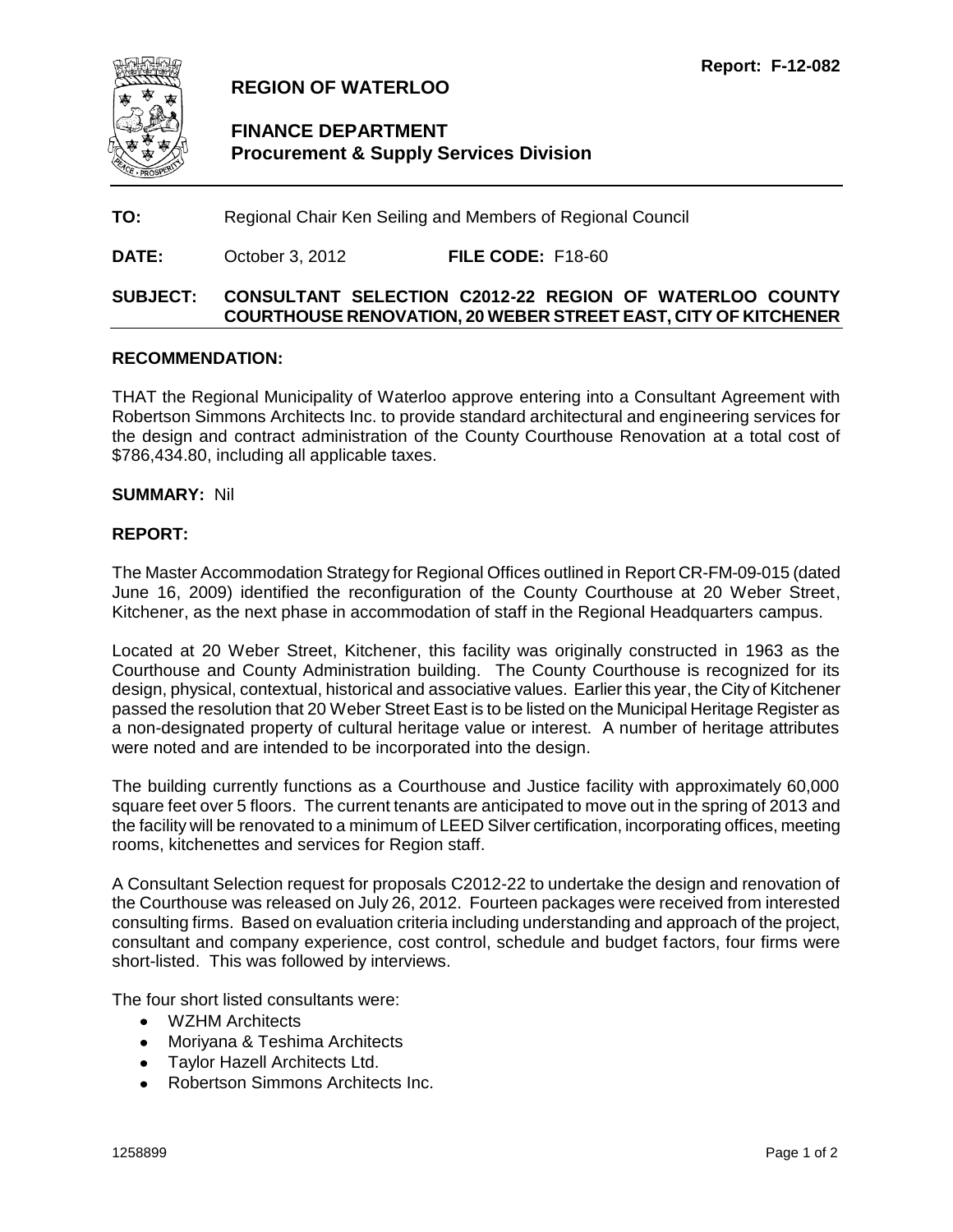Report: F-12-082

# REGION OF WATERLOO

## FINANCE DEPARTMENT
### Procurement & Supply Services Division

**TO:** Regional Chair Ken Seiling and Members of Regional Council

**DATE:** October 3, 2012 **FILE CODE:** F18-60

**SUBJECT: CONSULTANT SELECTION C2012-22 REGION OF WATERLOO COUNTY COURTHOUSE RENOVATION, 20 WEBER STREET EAST, CITY OF KITCHENER**

**RECOMMENDATION:**

THAT the Regional Municipality of Waterloo approve entering into a Consultant Agreement with Robertson Simmons Architects Inc. to provide standard architectural and engineering services for the design and contract administration of the County Courthouse Renovation at a total cost of $786,434.80, including all applicable taxes.

**SUMMARY:** Nil

**REPORT:**

The Master Accommodation Strategy for Regional Offices outlined in Report CR-FM-09-015 (dated June 16, 2009) identified the reconfiguration of the County Courthouse at 20 Weber Street, Kitchener, as the next phase in accommodation of staff in the Regional Headquarters campus.

Located at 20 Weber Street, Kitchener, this facility was originally constructed in 1963 as the Courthouse and County Administration building. The County Courthouse is recognized for its design, physical, contextual, historical and associative values. Earlier this year, the City of Kitchener passed the resolution that 20 Weber Street East is to be listed on the Municipal Heritage Register as a non-designated property of cultural heritage value or interest. A number of heritage attributes were noted and are intended to be incorporated into the design.

The building currently functions as a Courthouse and Justice facility with approximately 60,000 square feet over 5 floors. The current tenants are anticipated to move out in the spring of 2013 and the facility will be renovated to a minimum of LEED Silver certification, incorporating offices, meeting rooms, kitchenettes and services for Region staff.

A Consultant Selection request for proposals C2012-22 to undertake the design and renovation of the Courthouse was released on July 26, 2012. Fourteen packages were received from interested consulting firms. Based on evaluation criteria including understanding and approach of the project, consultant and company experience, cost control, schedule and budget factors, four firms were short-listed. This was followed by interviews.

The four short listed consultants were:

- WZHM Architects
- Moriyana & Teshima Architects
- Taylor Hazell Architects Ltd.
- Robertson Simmons Architects Inc.

1258899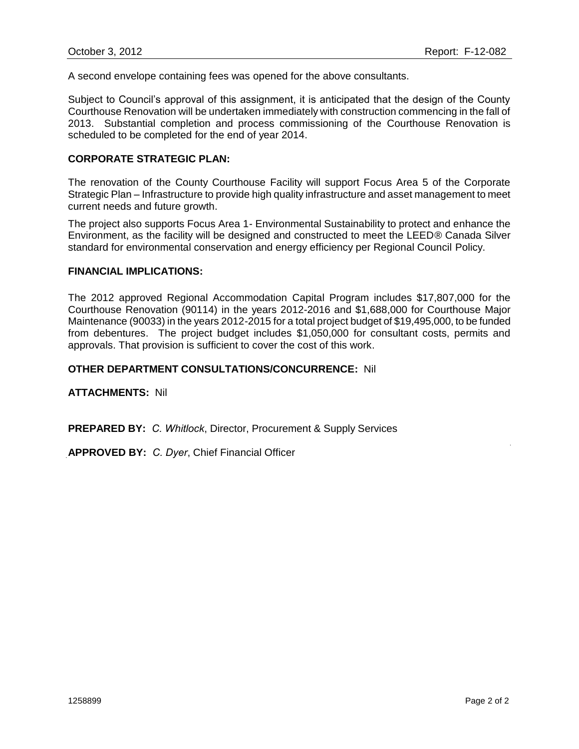A second envelope containing fees was opened for the above consultants.

Subject to Council's approval of this assignment, it is anticipated that the design of the County Courthouse Renovation will be undertaken immediately with construction commencing in the fall of 2013. Substantial completion and process commissioning of the Courthouse Renovation is scheduled to be completed for the end of year 2014.

**CORPORATE STRATEGIC PLAN:**

The renovation of the County Courthouse Facility will support Focus Area 5 of the Corporate Strategic Plan – Infrastructure to provide high quality infrastructure and asset management to meet current needs and future growth.

The project also supports Focus Area 1- Environmental Sustainability to protect and enhance the Environment, as the facility will be designed and constructed to meet the LEED® Canada Silver standard for environmental conservation and energy efficiency per Regional Council Policy.

**FINANCIAL IMPLICATIONS:**

The 2012 approved Regional Accommodation Capital Program includes $17,807,000 for the Courthouse Renovation (90114) in the years 2012-2016 and $1,688,000 for Courthouse Major Maintenance (90033) in the years 2012-2015 for a total project budget of $19,495,000, to be funded from debentures. The project budget includes $1,050,000 for consultant costs, permits and approvals. That provision is sufficient to cover the cost of this work.

**OTHER DEPARTMENT CONSULTATIONS/CONCURRENCE:** Nil

**ATTACHMENTS:** Nil

**PREPARED BY:** *C. Whitlock*, Director, Procurement & Supply Services

**APPROVED BY:** *C. Dyer*, Chief Financial Officer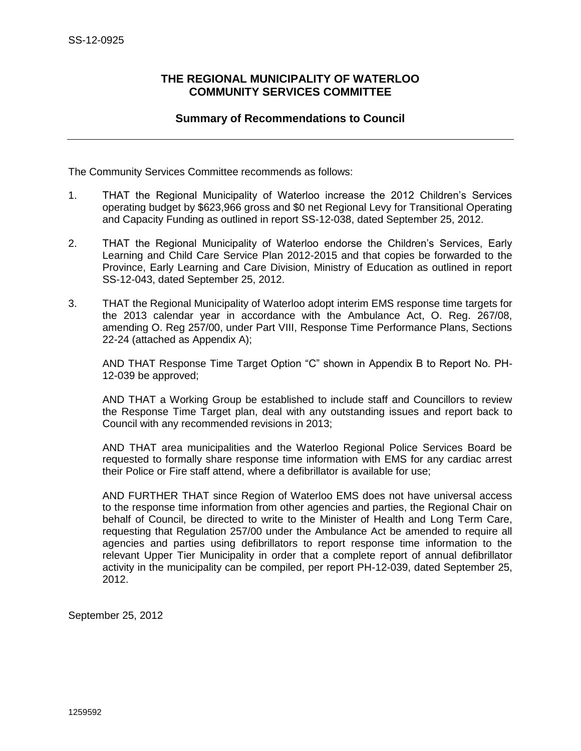SS-12-0925

## THE REGIONAL MUNICIPALITY OF WATERLOO
## COMMUNITY SERVICES COMMITTEE

### Summary of Recommendations to Council

---

The Community Services Committee recommends as follows:

1. THAT the Regional Municipality of Waterloo increase the 2012 Children's Services operating budget by $623,966 gross and $0 net Regional Levy for Transitional Operating and Capacity Funding as outlined in report SS-12-038, dated September 25, 2012.

2. THAT the Regional Municipality of Waterloo endorse the Children's Services, Early Learning and Child Care Service Plan 2012-2015 and that copies be forwarded to the Province, Early Learning and Care Division, Ministry of Education as outlined in report SS-12-043, dated September 25, 2012.

3. THAT the Regional Municipality of Waterloo adopt interim EMS response time targets for the 2013 calendar year in accordance with the Ambulance Act, O. Reg. 267/08, amending O. Reg 257/00, under Part VIII, Response Time Performance Plans, Sections 22-24 (attached as Appendix A);

   AND THAT Response Time Target Option "C" shown in Appendix B to Report No. PH-12-039 be approved;

   AND THAT a Working Group be established to include staff and Councillors to review the Response Time Target plan, deal with any outstanding issues and report back to Council with any recommended revisions in 2013;

   AND THAT area municipalities and the Waterloo Regional Police Services Board be requested to formally share response time information with EMS for any cardiac arrest their Police or Fire staff attend, where a defibrillator is available for use;

   AND FURTHER THAT since Region of Waterloo EMS does not have universal access to the response time information from other agencies and parties, the Regional Chair on behalf of Council, be directed to write to the Minister of Health and Long Term Care, requesting that Regulation 257/00 under the Ambulance Act be amended to require all agencies and parties using defibrillators to report response time information to the relevant Upper Tier Municipality in order that a complete report of annual defibrillator activity in the municipality can be compiled, per report PH-12-039, dated September 25, 2012.

September 25, 2012

1259592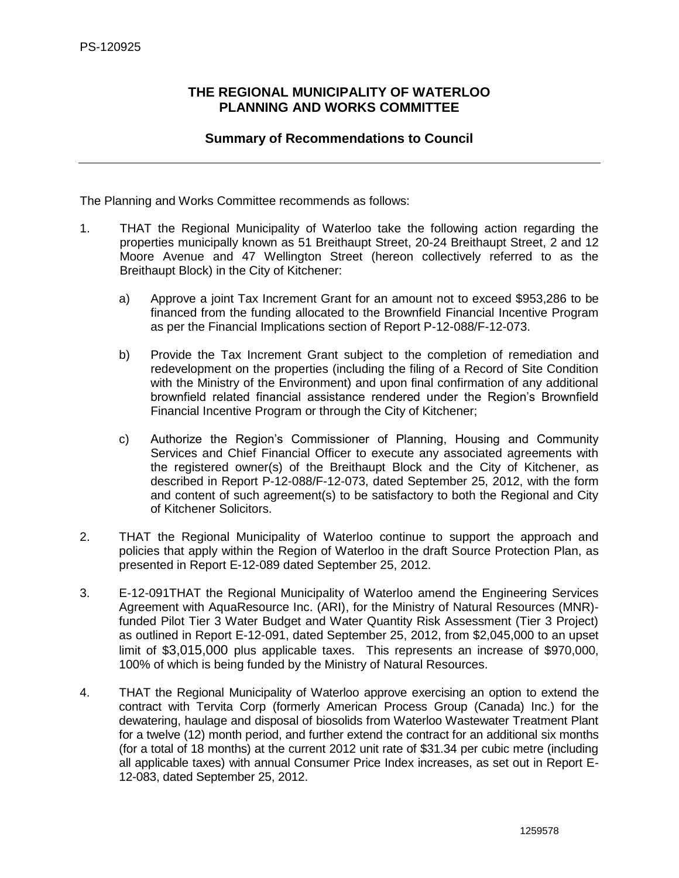PS-120925

# THE REGIONAL MUNICIPALITY OF WATERLOO
# PLANNING AND WORKS COMMITTEE

## Summary of Recommendations to Council

---

The Planning and Works Committee recommends as follows:

1. THAT the Regional Municipality of Waterloo take the following action regarding the properties municipally known as 51 Breithaupt Street, 20-24 Breithaupt Street, 2 and 12 Moore Avenue and 47 Wellington Street (hereon collectively referred to as the Breithaupt Block) in the City of Kitchener:

   a) Approve a joint Tax Increment Grant for an amount not to exceed $953,286 to be financed from the funding allocated to the Brownfield Financial Incentive Program as per the Financial Implications section of Report P-12-088/F-12-073.

   b) Provide the Tax Increment Grant subject to the completion of remediation and redevelopment on the properties (including the filing of a Record of Site Condition with the Ministry of the Environment) and upon final confirmation of any additional brownfield related financial assistance rendered under the Region's Brownfield Financial Incentive Program or through the City of Kitchener;

   c) Authorize the Region's Commissioner of Planning, Housing and Community Services and Chief Financial Officer to execute any associated agreements with the registered owner(s) of the Breithaupt Block and the City of Kitchener, as described in Report P-12-088/F-12-073, dated September 25, 2012, with the form and content of such agreement(s) to be satisfactory to both the Regional and City of Kitchener Solicitors.

2. THAT the Regional Municipality of Waterloo continue to support the approach and policies that apply within the Region of Waterloo in the draft Source Protection Plan, as presented in Report E-12-089 dated September 25, 2012.

3. E-12-091THAT the Regional Municipality of Waterloo amend the Engineering Services Agreement with AquaResource Inc. (ARI), for the Ministry of Natural Resources (MNR)-funded Pilot Tier 3 Water Budget and Water Quantity Risk Assessment (Tier 3 Project) as outlined in Report E-12-091, dated September 25, 2012, from $2,045,000 to an upset limit of $3,015,000 plus applicable taxes. This represents an increase of $970,000, 100% of which is being funded by the Ministry of Natural Resources.

4. THAT the Regional Municipality of Waterloo approve exercising an option to extend the contract with Tervita Corp (formerly American Process Group (Canada) Inc.) for the dewatering, haulage and disposal of biosolids from Waterloo Wastewater Treatment Plant for a twelve (12) month period, and further extend the contract for an additional six months (for a total of 18 months) at the current 2012 unit rate of $31.34 per cubic metre (including all applicable taxes) with annual Consumer Price Index increases, as set out in Report E-12-083, dated September 25, 2012.

1259578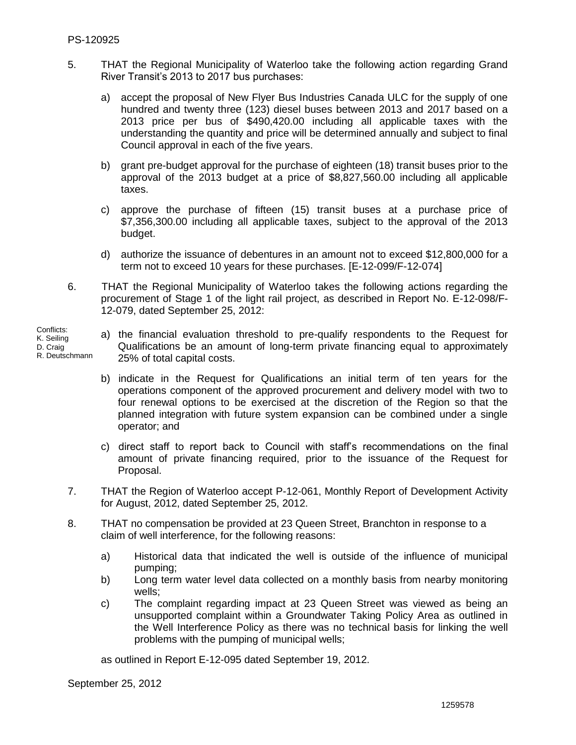5. THAT the Regional Municipality of Waterloo take the following action regarding Grand River Transit's 2013 to 2017 bus purchases:

   a) accept the proposal of New Flyer Bus Industries Canada ULC for the supply of one hundred and twenty three (123) diesel buses between 2013 and 2017 based on a 2013 price per bus of $490,420.00 including all applicable taxes with the understanding the quantity and price will be determined annually and subject to final Council approval in each of the five years.

   b) grant pre-budget approval for the purchase of eighteen (18) transit buses prior to the approval of the 2013 budget at a price of $8,827,560.00 including all applicable taxes.

   c) approve the purchase of fifteen (15) transit buses at a purchase price of $7,356,300.00 including all applicable taxes, subject to the approval of the 2013 budget.

   d) authorize the issuance of debentures in an amount not to exceed $12,800,000 for a term not to exceed 10 years for these purchases. [E-12-099/F-12-074]

6. THAT the Regional Municipality of Waterloo takes the following actions regarding the procurement of Stage 1 of the light rail project, as described in Report No. E-12-098/F-12-079, dated September 25, 2012:

   Conflicts:
   K. Seiling
   D. Craig
   R. Deutschmann

   a) the financial evaluation threshold to pre-qualify respondents to the Request for Qualifications be an amount of long-term private financing equal to approximately 25% of total capital costs.

   b) indicate in the Request for Qualifications an initial term of ten years for the operations component of the approved procurement and delivery model with two to four renewal options to be exercised at the discretion of the Region so that the planned integration with future system expansion can be combined under a single operator; and

   c) direct staff to report back to Council with staff's recommendations on the final amount of private financing required, prior to the issuance of the Request for Proposal.

7. THAT the Region of Waterloo accept P-12-061, Monthly Report of Development Activity for August, 2012, dated September 25, 2012.

8. THAT no compensation be provided at 23 Queen Street, Branchton in response to a claim of well interference, for the following reasons:

   a) Historical data that indicated the well is outside of the influence of municipal pumping;
   b) Long term water level data collected on a monthly basis from nearby monitoring wells;
   c) The complaint regarding impact at 23 Queen Street was viewed as being an unsupported complaint within a Groundwater Taking Policy Area as outlined in the Well Interference Policy as there was no technical basis for linking the well problems with the pumping of municipal wells;

   as outlined in Report E-12-095 dated September 19, 2012.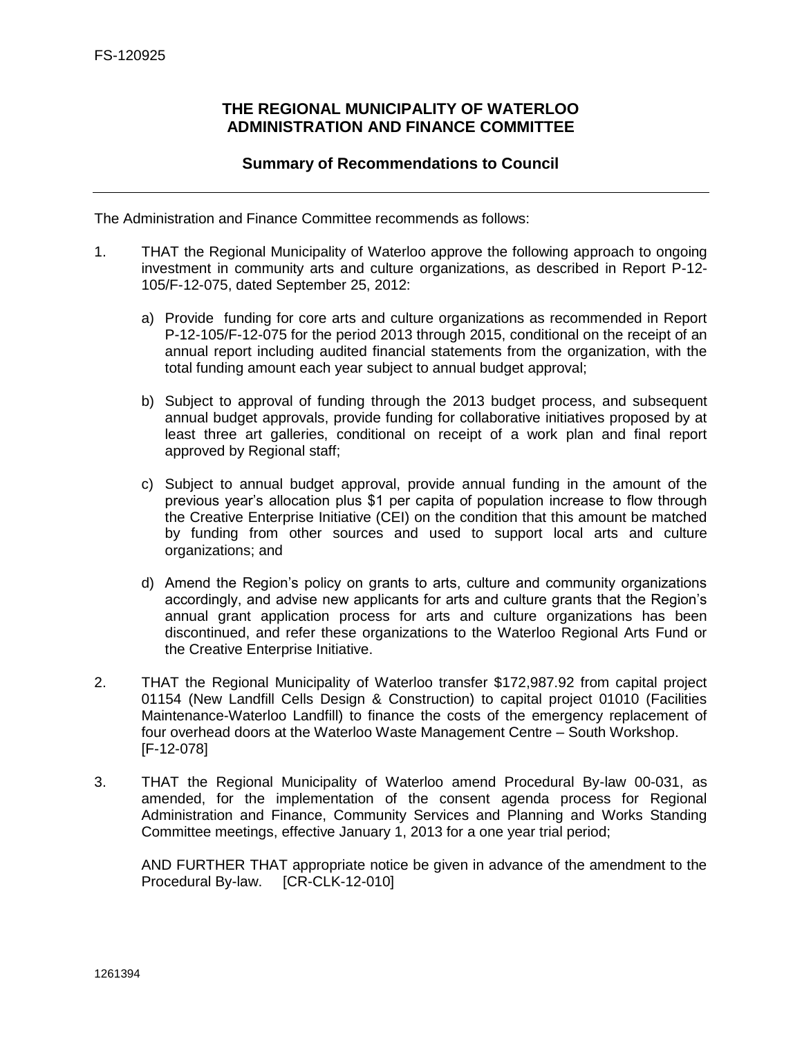FS-120925

## THE REGIONAL MUNICIPALITY OF WATERLOO ADMINISTRATION AND FINANCE COMMITTEE

### Summary of Recommendations to Council

---

The Administration and Finance Committee recommends as follows:

1. THAT the Regional Municipality of Waterloo approve the following approach to ongoing investment in community arts and culture organizations, as described in Report P-12-105/F-12-075, dated September 25, 2012:

   a) Provide funding for core arts and culture organizations as recommended in Report P-12-105/F-12-075 for the period 2013 through 2015, conditional on the receipt of an annual report including audited financial statements from the organization, with the total funding amount each year subject to annual budget approval;

   b) Subject to approval of funding through the 2013 budget process, and subsequent annual budget approvals, provide funding for collaborative initiatives proposed by at least three art galleries, conditional on receipt of a work plan and final report approved by Regional staff;

   c) Subject to annual budget approval, provide annual funding in the amount of the previous year's allocation plus $1 per capita of population increase to flow through the Creative Enterprise Initiative (CEI) on the condition that this amount be matched by funding from other sources and used to support local arts and culture organizations; and

   d) Amend the Region's policy on grants to arts, culture and community organizations accordingly, and advise new applicants for arts and culture grants that the Region's annual grant application process for arts and culture organizations has been discontinued, and refer these organizations to the Waterloo Regional Arts Fund or the Creative Enterprise Initiative.

2. THAT the Regional Municipality of Waterloo transfer $172,987.92 from capital project 01154 (New Landfill Cells Design & Construction) to capital project 01010 (Facilities Maintenance-Waterloo Landfill) to finance the costs of the emergency replacement of four overhead doors at the Waterloo Waste Management Centre – South Workshop. [F-12-078]

3. THAT the Regional Municipality of Waterloo amend Procedural By-law 00-031, as amended, for the implementation of the consent agenda process for Regional Administration and Finance, Community Services and Planning and Works Standing Committee meetings, effective January 1, 2013 for a one year trial period;

   AND FURTHER THAT appropriate notice be given in advance of the amendment to the Procedural By-law. [CR-CLK-12-010]

1261394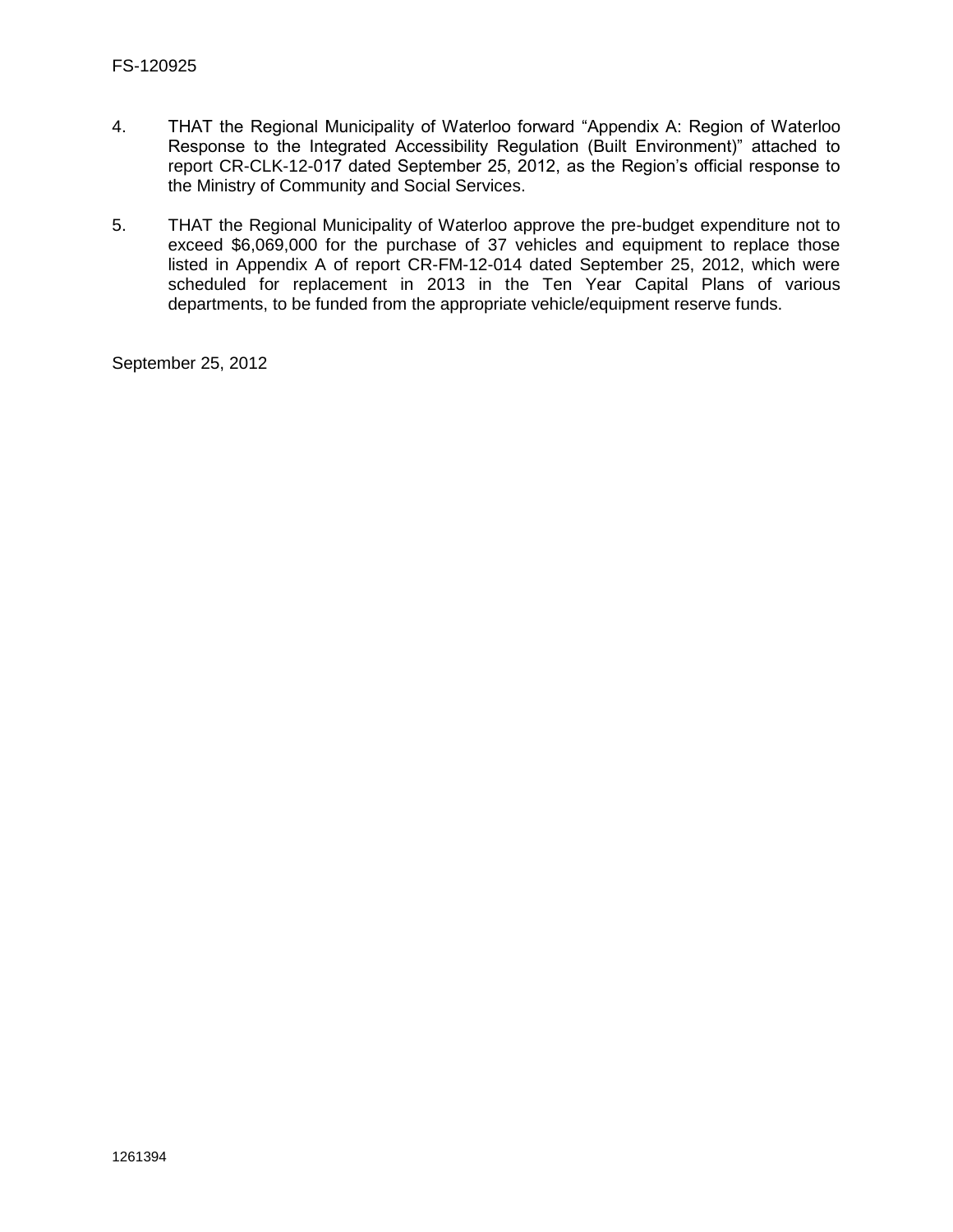4. THAT the Regional Municipality of Waterloo forward "Appendix A: Region of Waterloo Response to the Integrated Accessibility Regulation (Built Environment)" attached to report CR-CLK-12-017 dated September 25, 2012, as the Region's official response to the Ministry of Community and Social Services.

5. THAT the Regional Municipality of Waterloo approve the pre-budget expenditure not to exceed $6,069,000 for the purchase of 37 vehicles and equipment to replace those listed in Appendix A of report CR-FM-12-014 dated September 25, 2012, which were scheduled for replacement in 2013 in the Ten Year Capital Plans of various departments, to be funded from the appropriate vehicle/equipment reserve funds.

September 25, 2012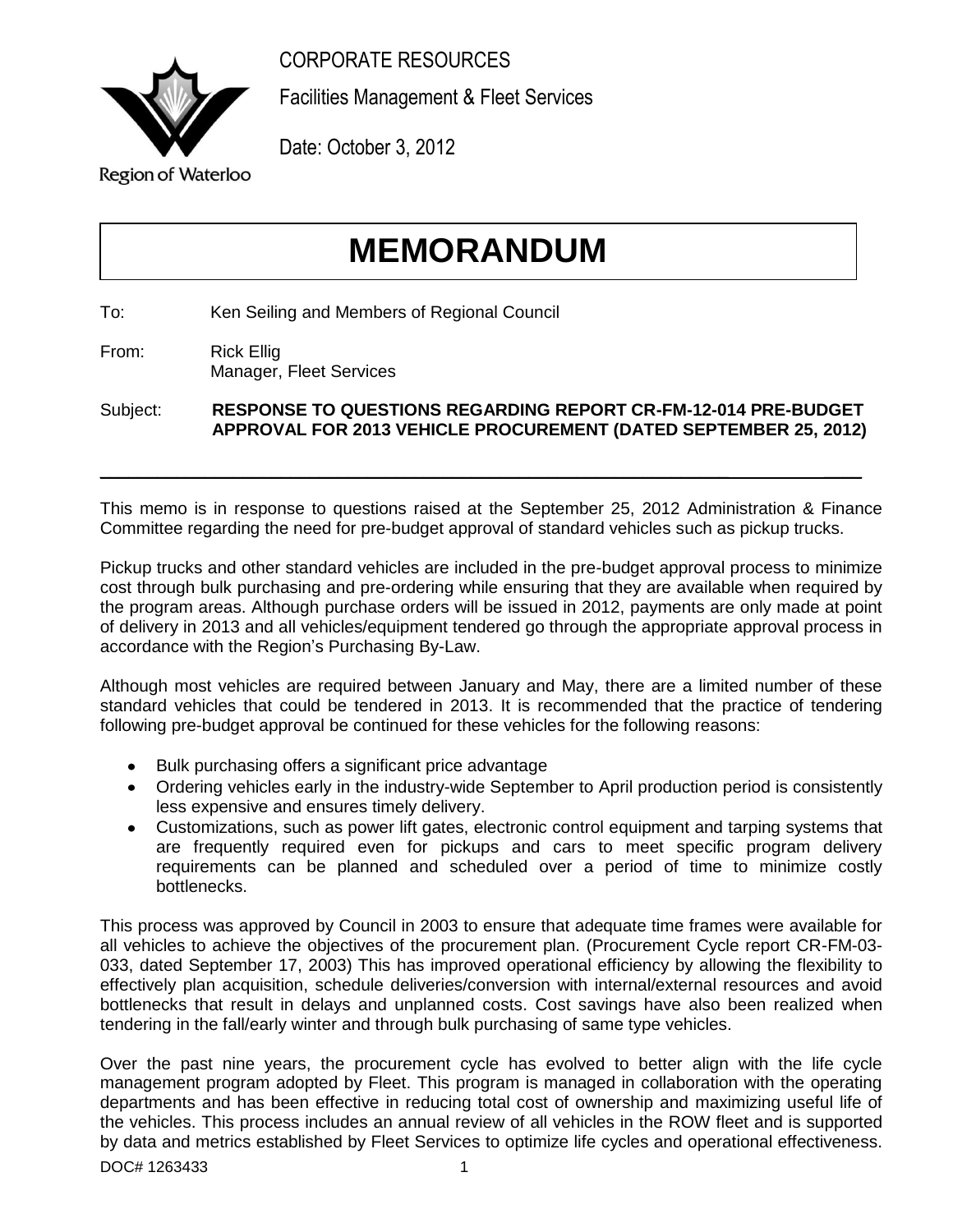CORPORATE RESOURCES

Facilities Management & Fleet Services

Date: October 3, 2012

Region of Waterloo

# MEMORANDUM

To: Ken Seiling and Members of Regional Council

From: Rick Ellig
Manager, Fleet Services

Subject: **RESPONSE TO QUESTIONS REGARDING REPORT CR-FM-12-014 PRE-BUDGET APPROVAL FOR 2013 VEHICLE PROCUREMENT (DATED SEPTEMBER 25, 2012)**

---

This memo is in response to questions raised at the September 25, 2012 Administration & Finance Committee regarding the need for pre-budget approval of standard vehicles such as pickup trucks.

Pickup trucks and other standard vehicles are included in the pre-budget approval process to minimize cost through bulk purchasing and pre-ordering while ensuring that they are available when required by the program areas. Although purchase orders will be issued in 2012, payments are only made at point of delivery in 2013 and all vehicles/equipment tendered go through the appropriate approval process in accordance with the Region's Purchasing By-Law.

Although most vehicles are required between January and May, there are a limited number of these standard vehicles that could be tendered in 2013. It is recommended that the practice of tendering following pre-budget approval be continued for these vehicles for the following reasons:

- Bulk purchasing offers a significant price advantage
- Ordering vehicles early in the industry-wide September to April production period is consistently less expensive and ensures timely delivery.
- Customizations, such as power lift gates, electronic control equipment and tarping systems that are frequently required even for pickups and cars to meet specific program delivery requirements can be planned and scheduled over a period of time to minimize costly bottlenecks.

This process was approved by Council in 2003 to ensure that adequate time frames were available for all vehicles to achieve the objectives of the procurement plan. (Procurement Cycle report CR-FM-03-033, dated September 17, 2003) This has improved operational efficiency by allowing the flexibility to effectively plan acquisition, schedule deliveries/conversion with internal/external resources and avoid bottlenecks that result in delays and unplanned costs. Cost savings have also been realized when tendering in the fall/early winter and through bulk purchasing of same type vehicles.

Over the past nine years, the procurement cycle has evolved to better align with the life cycle management program adopted by Fleet. This program is managed in collaboration with the operating departments and has been effective in reducing total cost of ownership and maximizing useful life of the vehicles. This process includes an annual review of all vehicles in the ROW fleet and is supported by data and metrics established by Fleet Services to optimize life cycles and operational effectiveness.

DOC# 1263433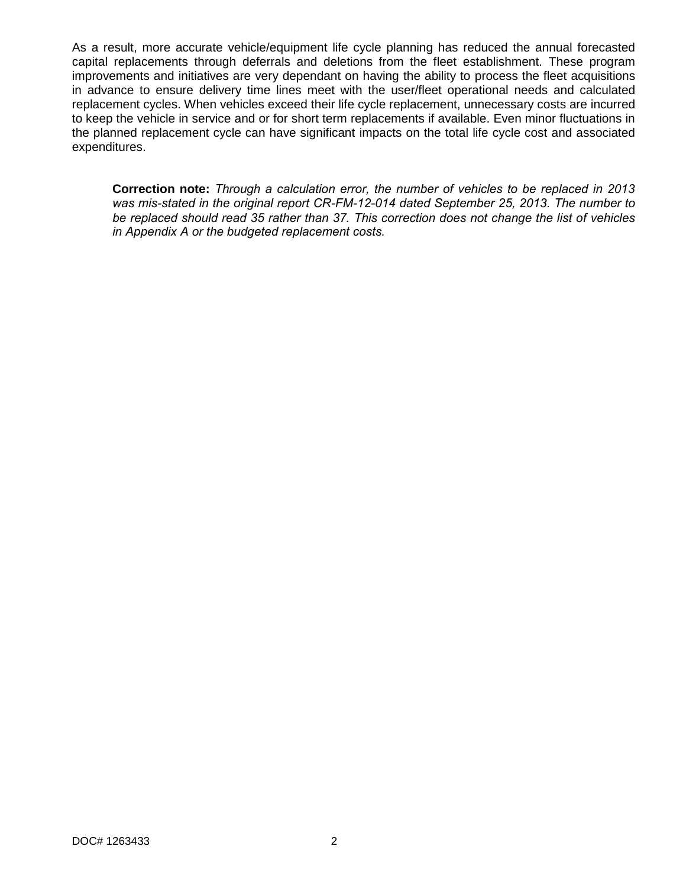As a result, more accurate vehicle/equipment life cycle planning has reduced the annual forecasted capital replacements through deferrals and deletions from the fleet establishment. These program improvements and initiatives are very dependant on having the ability to process the fleet acquisitions in advance to ensure delivery time lines meet with the user/fleet operational needs and calculated replacement cycles. When vehicles exceed their life cycle replacement, unnecessary costs are incurred to keep the vehicle in service and or for short term replacements if available. Even minor fluctuations in the planned replacement cycle can have significant impacts on the total life cycle cost and associated expenditures.

**Correction note:** *Through a calculation error, the number of vehicles to be replaced in 2013 was mis-stated in the original report CR-FM-12-014 dated September 25, 2013. The number to be replaced should read 35 rather than 37. This correction does not change the list of vehicles in Appendix A or the budgeted replacement costs.*

DOC# 1263433